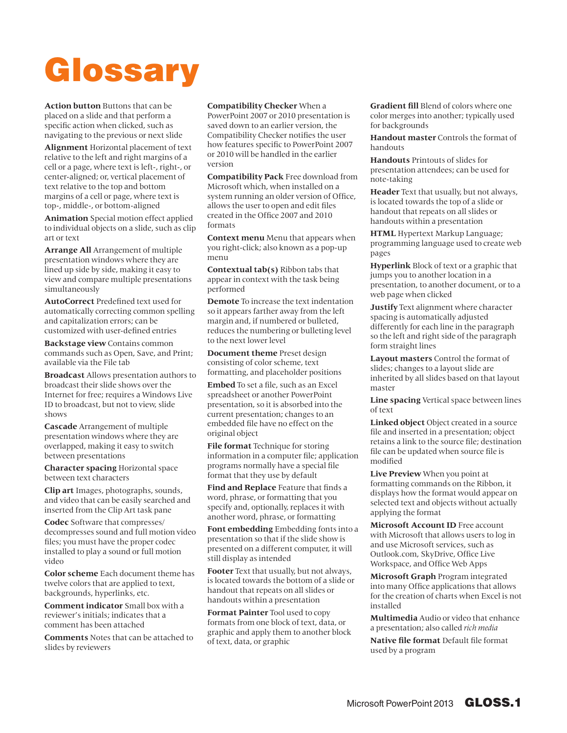# Glossary

**Action button** Buttons that can be placed on a slide and that perform a specific action when clicked, such as navigating to the previous or next slide

**Alignment** Horizontal placement of text relative to the left and right margins of a cell or a page, where text is left-, right-, or center-aligned; or, vertical placement of text relative to the top and bottom margins of a cell or page, where text is top-, middle-, or bottom-aligned

**Animation** Special motion effect applied to individual objects on a slide, such as clip art or text

**Arrange All** Arrangement of multiple presentation windows where they are lined up side by side, making it easy to view and compare multiple presentations simultaneously

**AutoCorrect** Predefined text used for automatically correcting common spelling and capitalization errors; can be customized with user-defined entries

**Backstage view** Contains common commands such as Open, Save, and Print; available via the File tab

**Broadcast** Allows presentation authors to broadcast their slide shows over the Internet for free; requires a Windows Live ID to broadcast, but not to view, slide shows

**Cascade** Arrangement of multiple presentation windows where they are overlapped, making it easy to switch between presentations

**Character spacing** Horizontal space between text characters

**Clip art** Images, photographs, sounds, and video that can be easily searched and inserted from the Clip Art task pane

**Codec** Software that compresses/decompresses sound and full motion video files; you must have the proper codec installed to play a sound or full motion video

**Color scheme** Each document theme has twelve colors that are applied to text, backgrounds, hyperlinks, etc.

**Comment indicator** Small box with a reviewer's initials; indicates that a comment has been attached

**Comments** Notes that can be attached to slides by reviewers

**Compatibility Checker** When a PowerPoint 2007 or 2010 presentation is saved down to an earlier version, the Compatibility Checker notifies the user how features specific to PowerPoint 2007 or 2010 will be handled in the earlier version

**Compatibility Pack** Free download from Microsoft which, when installed on a system running an older version of Office, allows the user to open and edit files created in the Office 2007 and 2010 formats

**Context menu** Menu that appears when you right-click; also known as a pop-up menu

**Contextual tab(s)** Ribbon tabs that appear in context with the task being performed

**Demote** To increase the text indentation so it appears farther away from the left margin and, if numbered or bulleted, reduces the numbering or bulleting level to the next lower level

**Document theme** Preset design consisting of color scheme, text formatting, and placeholder positions

**Embed** To set a file, such as an Excel spreadsheet or another PowerPoint presentation, so it is absorbed into the current presentation; changes to an embedded file have no effect on the original object

**File format** Technique for storing information in a computer file; application programs normally have a special file format that they use by default

**Find and Replace** Feature that finds a word, phrase, or formatting that you specify and, optionally, replaces it with another word, phrase, or formatting

**Font embedding** Embedding fonts into a presentation so that if the slide show is presented on a different computer, it will still display as intended

**Footer** Text that usually, but not always, is located towards the bottom of a slide or handout that repeats on all slides or handouts within a presentation

**Format Painter** Tool used to copy formats from one block of text, data, or graphic and apply them to another block of text, data, or graphic

**Gradient fill** Blend of colors where one color merges into another; typically used for backgrounds

**Handout master** Controls the format of handouts

**Handouts** Printouts of slides for presentation attendees; can be used for note-taking

**Header** Text that usually, but not always, is located towards the top of a slide or handout that repeats on all slides or handouts within a presentation

**HTML** Hypertext Markup Language; programming language used to create web pages

**Hyperlink** Block of text or a graphic that jumps you to another location in a presentation, to another document, or to a web page when clicked

**Justify** Text alignment where character spacing is automatically adjusted differently for each line in the paragraph so the left and right side of the paragraph form straight lines

**Layout masters** Control the format of slides; changes to a layout slide are inherited by all slides based on that layout master

**Line spacing** Vertical space between lines of text

**Linked object** Object created in a source file and inserted in a presentation; object retains a link to the source file; destination file can be updated when source file is modified

**Live Preview** When you point at formatting commands on the Ribbon, it displays how the format would appear on selected text and objects without actually applying the format

**Microsoft Account ID** Free account with Microsoft that allows users to log in and use Microsoft services, such as Outlook.com, SkyDrive, Office Live Workspace, and Office Web Apps

**Microsoft Graph** Program integrated into many Office applications that allows for the creation of charts when Excel is not installed

**Multimedia** Audio or video that enhance a presentation; also called *rich media*

**Native file format** Default file format used by a program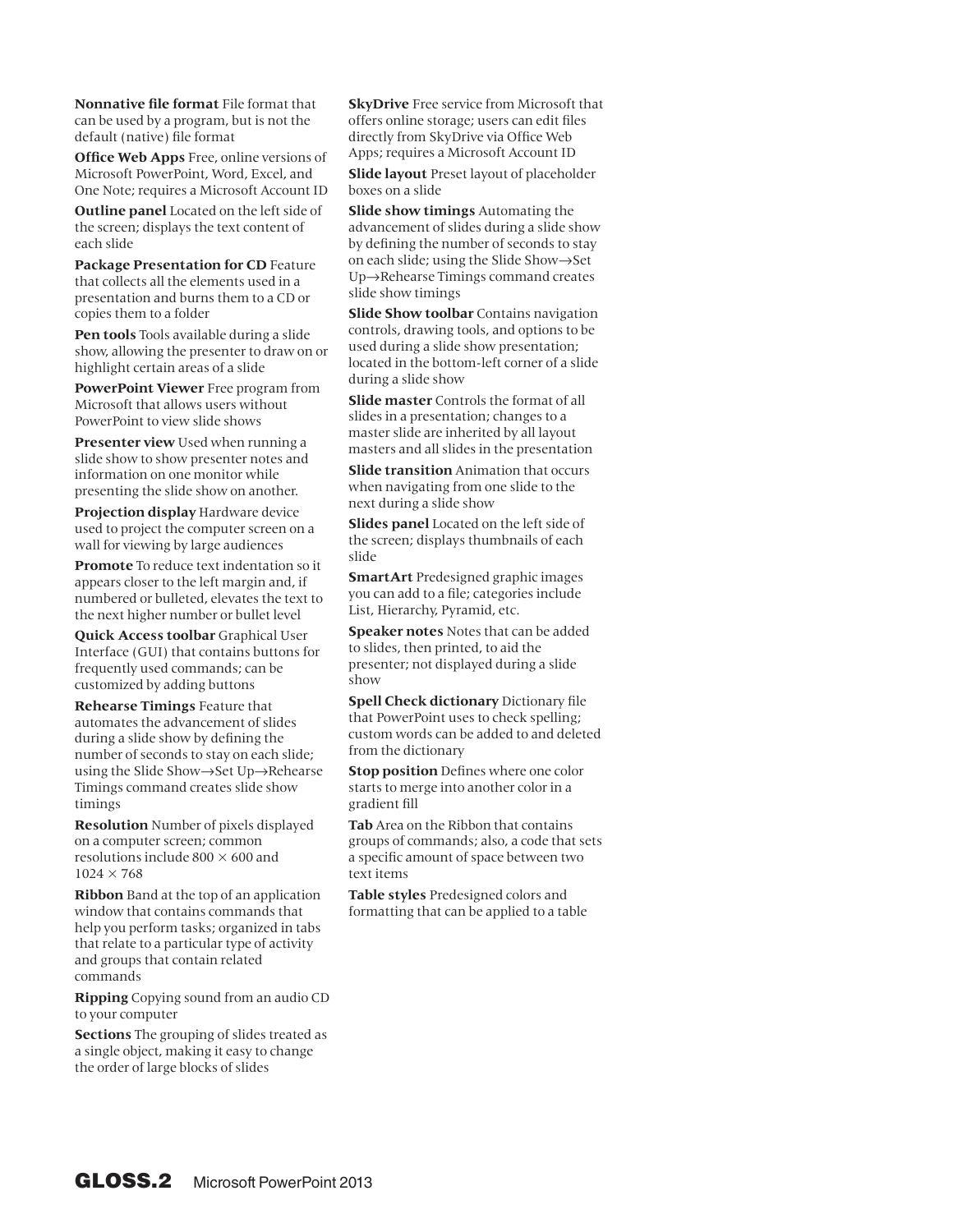**Nonnative file format** File format that can be used by a program, but is not the default (native) file format

**Office Web Apps** Free, online versions of Microsoft PowerPoint, Word, Excel, and One Note; requires a Microsoft Account ID

**Outline panel** Located on the left side of the screen; displays the text content of each slide

**Package Presentation for CD** Feature that collects all the elements used in a presentation and burns them to a CD or copies them to a folder

**Pen tools** Tools available during a slide show, allowing the presenter to draw on or highlight certain areas of a slide

**PowerPoint Viewer** Free program from Microsoft that allows users without PowerPoint to view slide shows

**Presenter view** Used when running a slide show to show presenter notes and information on one monitor while presenting the slide show on another.

**Projection display** Hardware device used to project the computer screen on a wall for viewing by large audiences

**Promote** To reduce text indentation so it appears closer to the left margin and, if numbered or bulleted, elevates the text to the next higher number or bullet level

**Quick Access toolbar** Graphical User Interface (GUI) that contains buttons for frequently used commands; can be customized by adding buttons

**Rehearse Timings** Feature that automates the advancement of slides during a slide show by defining the number of seconds to stay on each slide; using the Slide Show→Set Up→Rehearse Timings command creates slide show timings

**Resolution** Number of pixels displayed on a computer screen; common resolutions include 800 × 600 and 1024 × 768

**Ribbon** Band at the top of an application window that contains commands that help you perform tasks; organized in tabs that relate to a particular type of activity and groups that contain related commands

**Ripping** Copying sound from an audio CD to your computer

**Sections** The grouping of slides treated as a single object, making it easy to change the order of large blocks of slides

**SkyDrive** Free service from Microsoft that offers online storage; users can edit files directly from SkyDrive via Office Web Apps; requires a Microsoft Account ID

**Slide layout** Preset layout of placeholder boxes on a slide

**Slide show timings** Automating the advancement of slides during a slide show by defining the number of seconds to stay on each slide; using the Slide Show→Set Up→Rehearse Timings command creates slide show timings

**Slide Show toolbar** Contains navigation controls, drawing tools, and options to be used during a slide show presentation; located in the bottom-left corner of a slide during a slide show

**Slide master** Controls the format of all slides in a presentation; changes to a master slide are inherited by all layout masters and all slides in the presentation

**Slide transition** Animation that occurs when navigating from one slide to the next during a slide show

**Slides panel** Located on the left side of the screen; displays thumbnails of each slide

**SmartArt** Predesigned graphic images you can add to a file; categories include List, Hierarchy, Pyramid, etc.

**Speaker notes** Notes that can be added to slides, then printed, to aid the presenter; not displayed during a slide show

**Spell Check dictionary** Dictionary file that PowerPoint uses to check spelling; custom words can be added to and deleted from the dictionary

**Stop position** Defines where one color starts to merge into another color in a gradient fill

**Tab** Area on the Ribbon that contains groups of commands; also, a code that sets a specific amount of space between two text items

**Table styles** Predesigned colors and formatting that can be applied to a table